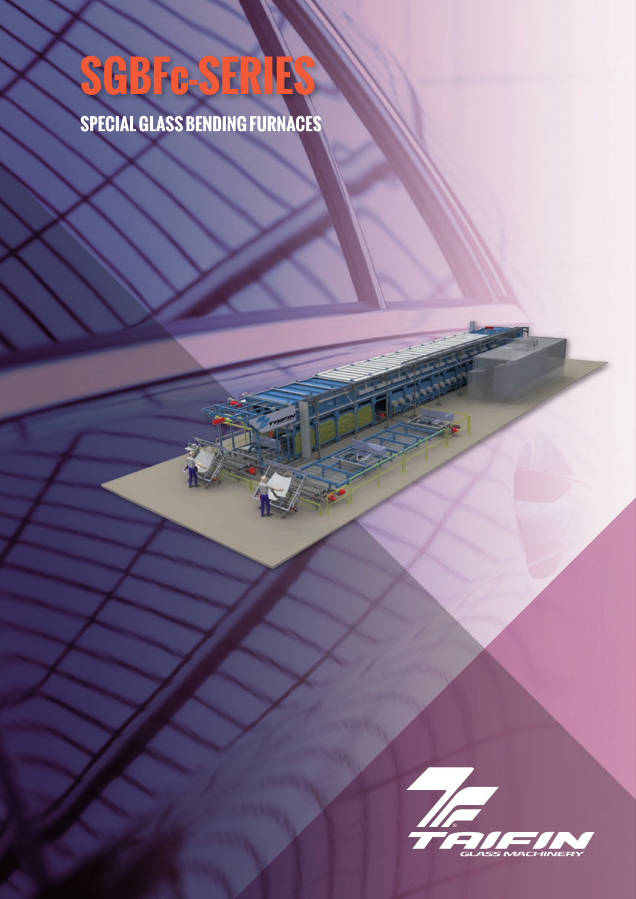# SGBFc-SERIES

## SPECIAL GLASS BENDING FURNACES

TAIFIN GLASS MACHINERY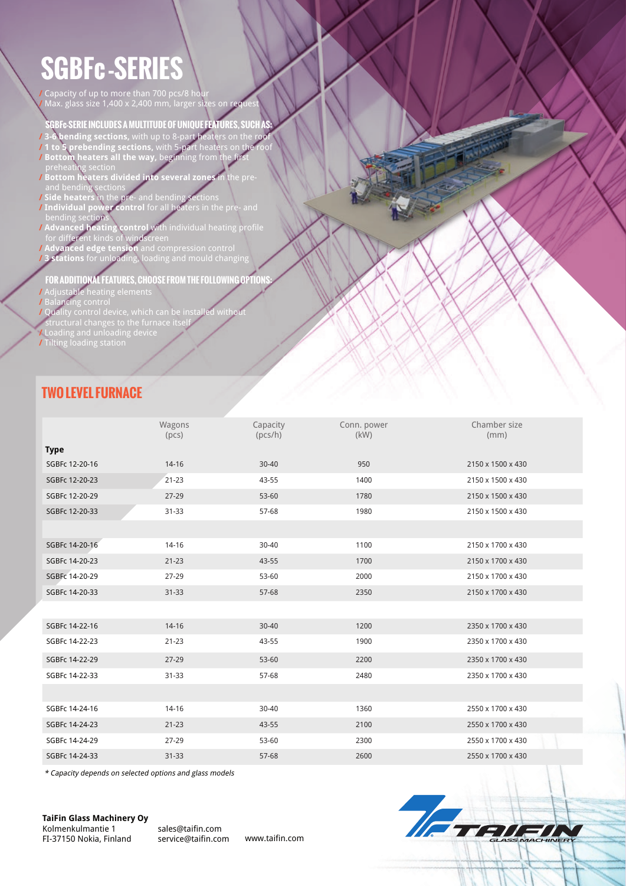# SGBFc -SERIES

- Capacity of up to more than 700 pcs/8 hour
- Max. glass size 1,400 x 2,400 mm, larger sizes on request

### SGBFc-SERIE INCLUDES A MULTITUDE OF UNIQUE FEATURES, SUCH AS:

- **3-6 bending sections,** with up to 8-part heaters on the roof
- **1 to 5 prebending sections,** with 5-part heaters on the roof
- **Bottom heaters all the way,** beginning from the first preheating section
- **Bottom heaters divided into several zones** in the pre- and bending sections
- **Side heaters** in the pre- and bending sections
- **Individual power control** for all heaters in the pre- and bending sections
- **Advanced heating control** with individual heating profile for different kinds of windscreen
- **Advanced edge tension** and compression control
- **3 stations** for unloading, loading and mould changing

### FOR ADDITIONAL FEATURES, CHOOSE FROM THE FOLLOWING OPTIONS:

- Adjustable heating elements
- Balancing control
- Quality control device, which can be installed without structural changes to the furnace itself
- Loading and unloading device
- Tilting loading station

## TWO LEVEL FURNACE

| Type | Wagons (pcs) | Capacity (pcs/h) | Conn. power (kW) | Chamber size (mm) |
|---|---|---|---|---|
| SGBFc 12-20-16 | 14-16 | 30-40 | 950 | 2150 x 1500 x 430 |
| SGBFc 12-20-23 | 21-23 | 43-55 | 1400 | 2150 x 1500 x 430 |
| SGBFc 12-20-29 | 27-29 | 53-60 | 1780 | 2150 x 1500 x 430 |
| SGBFc 12-20-33 | 31-33 | 57-68 | 1980 | 2150 x 1500 x 430 |
| | | | | |
| SGBFc 14-20-16 | 14-16 | 30-40 | 1100 | 2150 x 1700 x 430 |
| SGBFc 14-20-23 | 21-23 | 43-55 | 1700 | 2150 x 1700 x 430 |
| SGBFc 14-20-29 | 27-29 | 53-60 | 2000 | 2150 x 1700 x 430 |
| SGBFc 14-20-33 | 31-33 | 57-68 | 2350 | 2150 x 1700 x 430 |
| | | | | |
| SGBFc 14-22-16 | 14-16 | 30-40 | 1200 | 2350 x 1700 x 430 |
| SGBFc 14-22-23 | 21-23 | 43-55 | 1900 | 2350 x 1700 x 430 |
| SGBFc 14-22-29 | 27-29 | 53-60 | 2200 | 2350 x 1700 x 430 |
| SGBFc 14-22-33 | 31-33 | 57-68 | 2480 | 2350 x 1700 x 430 |
| | | | | |
| SGBFc 14-24-16 | 14-16 | 30-40 | 1360 | 2550 x 1700 x 430 |
| SGBFc 14-24-23 | 21-23 | 43-55 | 2100 | 2550 x 1700 x 430 |
| SGBFc 14-24-29 | 27-29 | 53-60 | 2300 | 2550 x 1700 x 430 |
| SGBFc 14-24-33 | 31-33 | 57-68 | 2600 | 2550 x 1700 x 430 |

*\* Capacity depends on selected options and glass models*

**TaiFin Glass Machinery Oy**
Kolmenkulmantie 1
FI-37150 Nokia, Finland

sales@taifin.com
service@taifin.com

www.taifin.com